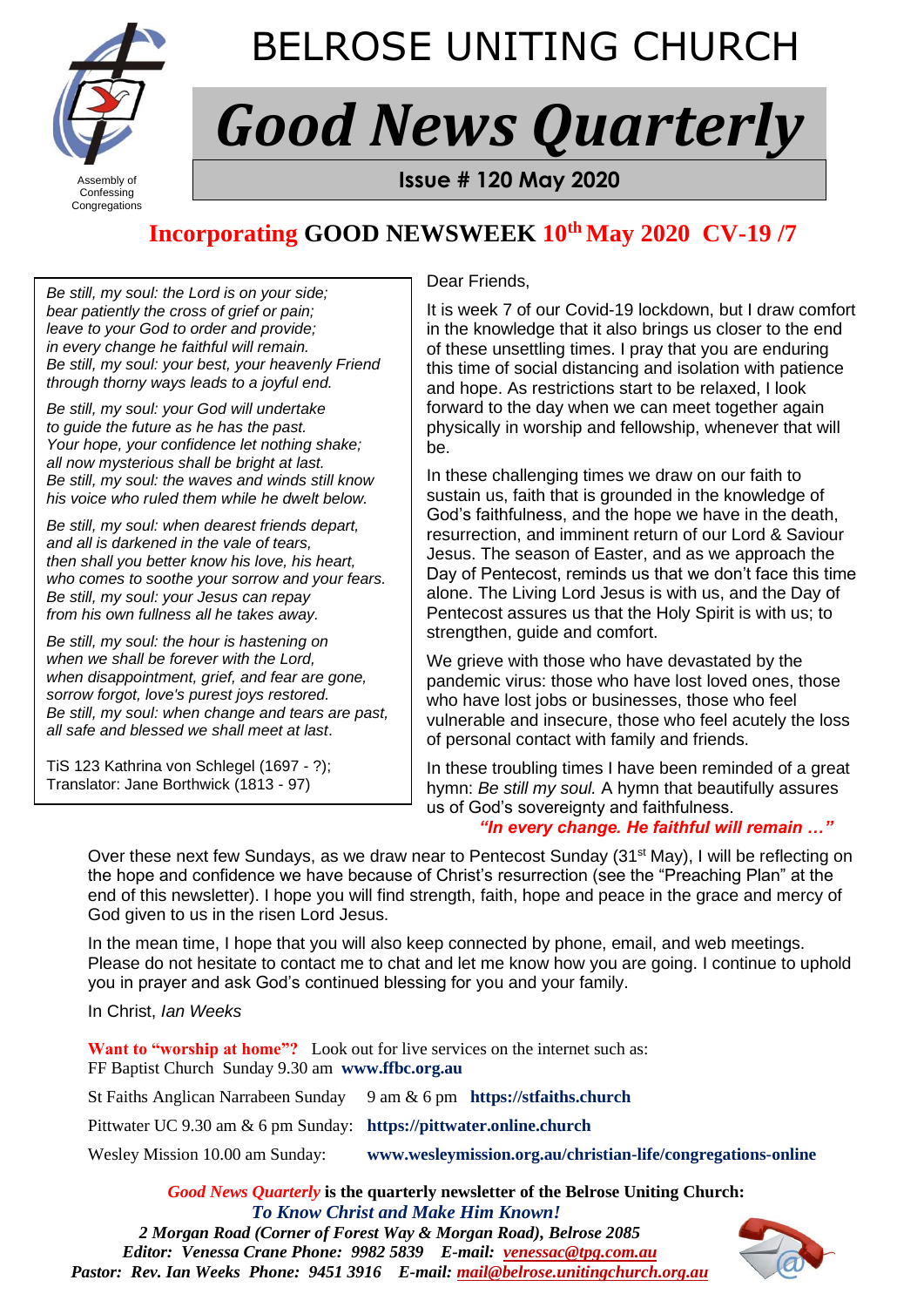Assembly of Confessing Congregations

# BELROSE UNITING CHURCH

# *Good News Quarterly*

**Issue # 120 May 2020**

## Incorporating GOOD NEWSWEEK 10th May 2020 CV-19 /7

*Be still, my soul: the Lord is on your side;*
*bear patiently the cross of grief or pain;*
*leave to your God to order and provide;*
*in every change he faithful will remain.*
*Be still, my soul: your best, your heavenly Friend*
*through thorny ways leads to a joyful end.*

*Be still, my soul: your God will undertake*
*to guide the future as he has the past.*
*Your hope, your confidence let nothing shake;*
*all now mysterious shall be bright at last.*
*Be still, my soul: the waves and winds still know*
*his voice who ruled them while he dwelt below.*

*Be still, my soul: when dearest friends depart,*
*and all is darkened in the vale of tears,*
*then shall you better know his love, his heart,*
*who comes to soothe your sorrow and your fears.*
*Be still, my soul: your Jesus can repay*
*from his own fullness all he takes away.*

*Be still, my soul: the hour is hastening on*
*when we shall be forever with the Lord,*
*when disappointment, grief, and fear are gone,*
*sorrow forgot, love's purest joys restored.*
*Be still, my soul: when change and tears are past,*
*all safe and blessed we shall meet at last.*

TiS 123 Kathrina von Schlegel (1697 - ?); Translator: Jane Borthwick (1813 - 97)

Dear Friends,

It is week 7 of our Covid-19 lockdown, but I draw comfort in the knowledge that it also brings us closer to the end of these unsettling times. I pray that you are enduring this time of social distancing and isolation with patience and hope. As restrictions start to be relaxed, I look forward to the day when we can meet together again physically in worship and fellowship, whenever that will be.

In these challenging times we draw on our faith to sustain us, faith that is grounded in the knowledge of God's faithfulness, and the hope we have in the death, resurrection, and imminent return of our Lord & Saviour Jesus. The season of Easter, and as we approach the Day of Pentecost, reminds us that we don't face this time alone. The Living Lord Jesus is with us, and the Day of Pentecost assures us that the Holy Spirit is with us; to strengthen, guide and comfort.

We grieve with those who have devastated by the pandemic virus: those who have lost loved ones, those who have lost jobs or businesses, those who feel vulnerable and insecure, those who feel acutely the loss of personal contact with family and friends.

In these troubling times I have been reminded of a great hymn: *Be still my soul.* A hymn that beautifully assures us of God's sovereignty and faithfulness.

***"In every change. He faithful will remain …"***

Over these next few Sundays, as we draw near to Pentecost Sunday (31st May), I will be reflecting on the hope and confidence we have because of Christ's resurrection (see the "Preaching Plan" at the end of this newsletter). I hope you will find strength, faith, hope and peace in the grace and mercy of God given to us in the risen Lord Jesus.

In the mean time, I hope that you will also keep connected by phone, email, and web meetings. Please do not hesitate to contact me to chat and let me know how you are going. I continue to uphold you in prayer and ask God's continued blessing for you and your family.

In Christ, *Ian Weeks*

**Want to "worship at home"?** Look out for live services on the internet such as:

FF Baptist Church Sunday 9.30 am **www.ffbc.org.au**

St Faiths Anglican Narrabeen Sunday 9 am & 6 pm **https://stfaiths.church**

Pittwater UC 9.30 am & 6 pm Sunday: **https://pittwater.online.church**

Wesley Mission 10.00 am Sunday: **www.wesleymission.org.au/christian-life/congregations-online**

***Good News Quarterly*** **is the quarterly newsletter of the Belrose Uniting Church:**
***To Know Christ and Make Him Known!***
***2 Morgan Road (Corner of Forest Way & Morgan Road), Belrose 2085***
***Editor: Venessa Crane Phone: 9982 5839 E-mail: venessac@tpg.com.au***
***Pastor: Rev. Ian Weeks Phone: 9451 3916 E-mail: mail@belrose.unitingchurch.org.au***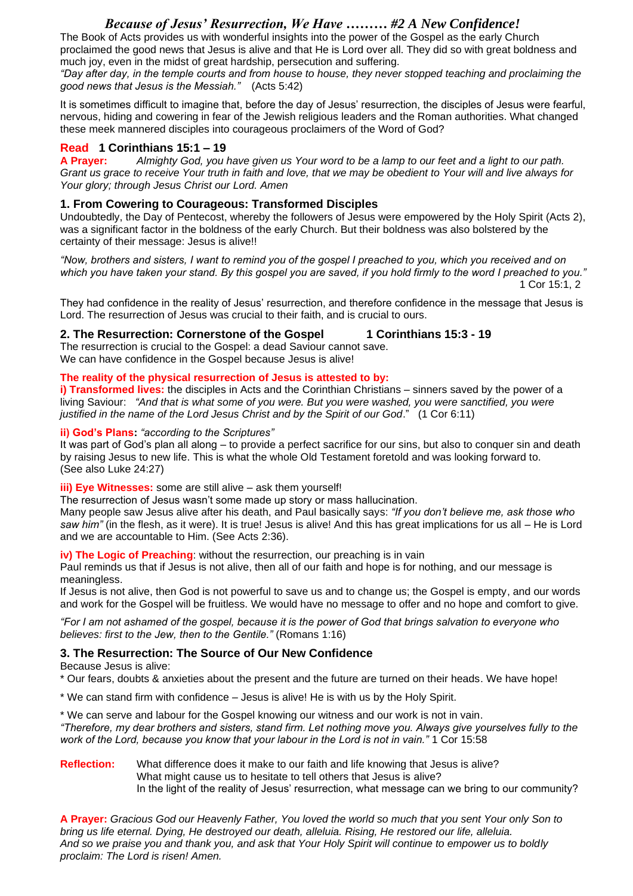# *Because of Jesus' Resurrection, We Have ……… #2 A New Confidence!*

The Book of Acts provides us with wonderful insights into the power of the Gospel as the early Church proclaimed the good news that Jesus is alive and that He is Lord over all. They did so with great boldness and much joy, even in the midst of great hardship, persecution and suffering.

*"Day after day, in the temple courts and from house to house, they never stopped teaching and proclaiming the good news that Jesus is the Messiah."* (Acts 5:42)

It is sometimes difficult to imagine that, before the day of Jesus' resurrection, the disciples of Jesus were fearful, nervous, hiding and cowering in fear of the Jewish religious leaders and the Roman authorities. What changed these meek mannered disciples into courageous proclaimers of the Word of God?

**Read 1 Corinthians 15:1 – 19**

**A Prayer:** *Almighty God, you have given us Your word to be a lamp to our feet and a light to our path. Grant us grace to receive Your truth in faith and love, that we may be obedient to Your will and live always for Your glory; through Jesus Christ our Lord. Amen*

## 1. From Cowering to Courageous: Transformed Disciples

Undoubtedly, the Day of Pentecost, whereby the followers of Jesus were empowered by the Holy Spirit (Acts 2), was a significant factor in the boldness of the early Church. But their boldness was also bolstered by the certainty of their message: Jesus is alive!!

*"Now, brothers and sisters, I want to remind you of the gospel I preached to you, which you received and on which you have taken your stand. By this gospel you are saved, if you hold firmly to the word I preached to you."* 1 Cor 15:1, 2

They had confidence in the reality of Jesus' resurrection, and therefore confidence in the message that Jesus is Lord. The resurrection of Jesus was crucial to their faith, and is crucial to ours.

## 2. The Resurrection: Cornerstone of the Gospel 1 Corinthians 15:3 - 19

The resurrection is crucial to the Gospel: a dead Saviour cannot save.
We can have confidence in the Gospel because Jesus is alive!

**The reality of the physical resurrection of Jesus is attested to by:**

**i) Transformed lives:** the disciples in Acts and the Corinthian Christians – sinners saved by the power of a living Saviour: *"And that is what some of you were. But you were washed, you were sanctified, you were justified in the name of the Lord Jesus Christ and by the Spirit of our God."* (1 Cor 6:11)

**ii) God's Plans:** *"according to the Scriptures"*
It was part of God's plan all along – to provide a perfect sacrifice for our sins, but also to conquer sin and death by raising Jesus to new life. This is what the whole Old Testament foretold and was looking forward to. (See also Luke 24:27)

**iii) Eye Witnesses:** some are still alive – ask them yourself!
The resurrection of Jesus wasn't some made up story or mass hallucination.
Many people saw Jesus alive after his death, and Paul basically says: *"If you don't believe me, ask those who saw him"* (in the flesh, as it were). It is true! Jesus is alive! And this has great implications for us all – He is Lord and we are accountable to Him. (See Acts 2:36).

**iv) The Logic of Preaching**: without the resurrection, our preaching is in vain
Paul reminds us that if Jesus is not alive, then all of our faith and hope is for nothing, and our message is meaningless.
If Jesus is not alive, then God is not powerful to save us and to change us; the Gospel is empty, and our words and work for the Gospel will be fruitless. We would have no message to offer and no hope and comfort to give.

*"For I am not ashamed of the gospel, because it is the power of God that brings salvation to everyone who believes: first to the Jew, then to the Gentile."* (Romans 1:16)

## 3. The Resurrection: The Source of Our New Confidence

Because Jesus is alive:

* Our fears, doubts & anxieties about the present and the future are turned on their heads. We have hope!

* We can stand firm with confidence – Jesus is alive! He is with us by the Holy Spirit.

* We can serve and labour for the Gospel knowing our witness and our work is not in vain.

*"Therefore, my dear brothers and sisters, stand firm. Let nothing move you. Always give yourselves fully to the work of the Lord, because you know that your labour in the Lord is not in vain."* 1 Cor 15:58

**Reflection:** What difference does it make to our faith and life knowing that Jesus is alive?
What might cause us to hesitate to tell others that Jesus is alive?
In the light of the reality of Jesus' resurrection, what message can we bring to our community?

**A Prayer:** *Gracious God our Heavenly Father, You loved the world so much that you sent Your only Son to bring us life eternal. Dying, He destroyed our death, alleluia. Rising, He restored our life, alleluia. And so we praise you and thank you, and ask that Your Holy Spirit will continue to empower us to boldly proclaim: The Lord is risen! Amen.*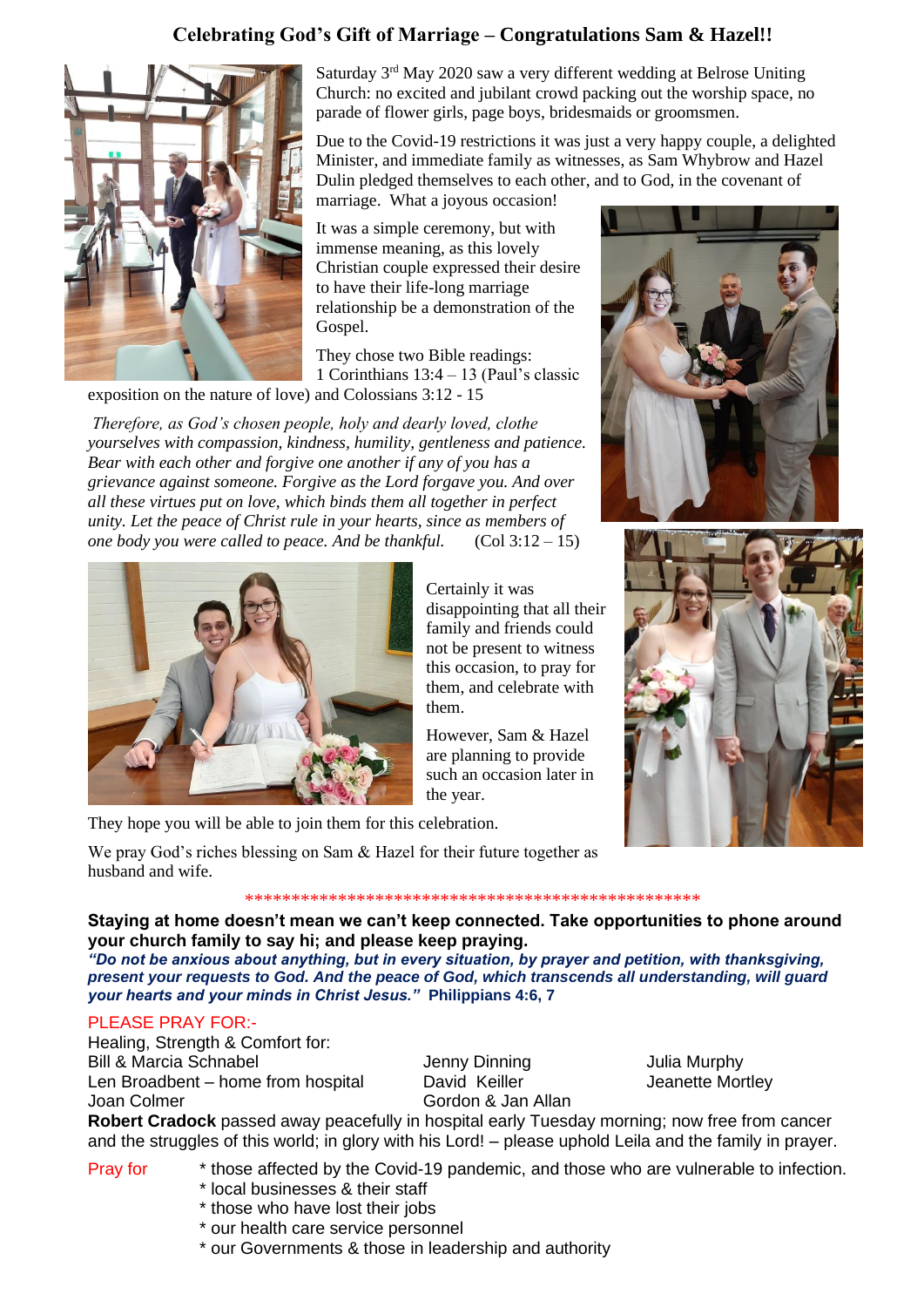## Celebrating God's Gift of Marriage – Congratulations Sam & Hazel!!

Saturday 3rd May 2020 saw a very different wedding at Belrose Uniting Church: no excited and jubilant crowd packing out the worship space, no parade of flower girls, page boys, bridesmaids or groomsmen.

Due to the Covid-19 restrictions it was just a very happy couple, a delighted Minister, and immediate family as witnesses, as Sam Whybrow and Hazel Dulin pledged themselves to each other, and to God, in the covenant of marriage. What a joyous occasion!

It was a simple ceremony, but with immense meaning, as this lovely Christian couple expressed their desire to have their life-long marriage relationship be a demonstration of the Gospel.

They chose two Bible readings: 1 Corinthians 13:4 – 13 (Paul's classic exposition on the nature of love) and Colossians 3:12 - 15

*Therefore, as God's chosen people, holy and dearly loved, clothe yourselves with compassion, kindness, humility, gentleness and patience. Bear with each other and forgive one another if any of you has a grievance against someone. Forgive as the Lord forgave you. And over all these virtues put on love, which binds them all together in perfect unity. Let the peace of Christ rule in your hearts, since as members of one body you were called to peace. And be thankful.* (Col 3:12 – 15)

Certainly it was disappointing that all their family and friends could not be present to witness this occasion, to pray for them, and celebrate with them.

However, Sam & Hazel are planning to provide such an occasion later in the year.

They hope you will be able to join them for this celebration.

We pray God's riches blessing on Sam & Hazel for their future together as husband and wife.

*************************************************

**Staying at home doesn't mean we can't keep connected. Take opportunities to phone around your church family to say hi; and please keep praying.**

***"Do not be anxious about anything, but in every situation, by prayer and petition, with thanksgiving, present your requests to God. And the peace of God, which transcends all understanding, will guard your hearts and your minds in Christ Jesus."*** **Philippians 4:6, 7**

PLEASE PRAY FOR:-

Healing, Strength & Comfort for:

Bill & Marcia Schnabel
Len Broadbent – home from hospital
Joan Colmer
Jenny Dinning
David Keiller
Gordon & Jan Allan
Julia Murphy
Jeanette Mortley

**Robert Cradock** passed away peacefully in hospital early Tuesday morning; now free from cancer and the struggles of this world; in glory with his Lord! – please uphold Leila and the family in prayer.

Pray for

- those affected by the Covid-19 pandemic, and those who are vulnerable to infection.
- local businesses & their staff
- those who have lost their jobs
- our health care service personnel
- our Governments & those in leadership and authority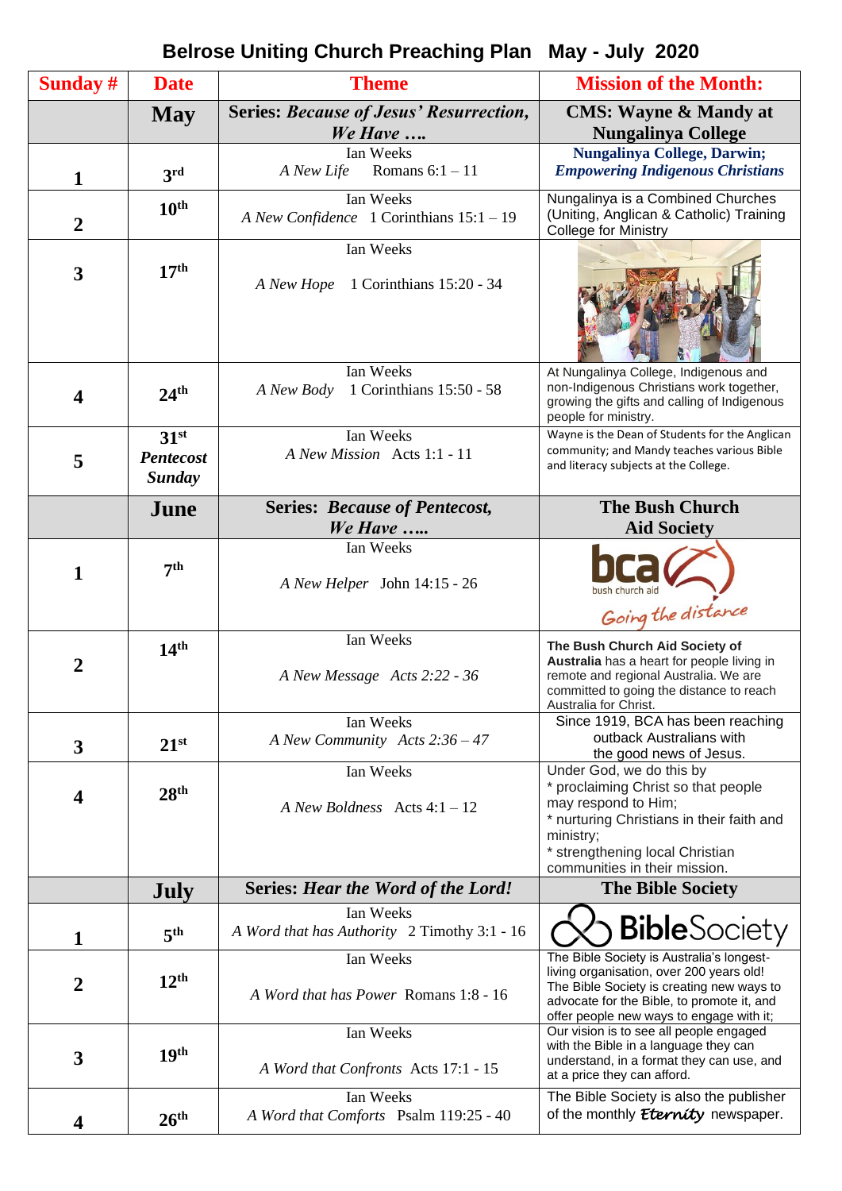# Belrose Uniting Church Preaching Plan May - July 2020

| Sunday # | Date | Theme | Mission of the Month: |
|---|---|---|---|
| | **May** | **Series:** ***Because of Jesus' Resurrection, We Have ….*** | **CMS: Wayne & Mandy at Nungalinya College** |
| 1 | 3rd | Ian Weeks<br>*A New Life* Romans 6:1 – 11 | ***Nungalinya College, Darwin; Empowering Indigenous Christians*** |
| 2 | 10th | Ian Weeks<br>*A New Confidence* 1 Corinthians 15:1 – 19 | Nungalinya is a Combined Churches (Uniting, Anglican & Catholic) Training College for Ministry |
| 3 | 17th | Ian Weeks<br>*A New Hope* 1 Corinthians 15:20 - 34 | |
| 4 | 24th | Ian Weeks<br>*A New Body* 1 Corinthians 15:50 - 58 | At Nungalinya College, Indigenous and non-Indigenous Christians work together, growing the gifts and calling of Indigenous people for ministry. |
| 5 | 31st<br>***Pentecost Sunday*** | Ian Weeks<br>*A New Mission* Acts 1:1 - 11 | Wayne is the Dean of Students for the Anglican community; and Mandy teaches various Bible and literacy subjects at the College. |
| | **June** | **Series:** ***Because of Pentecost, We Have …..*** | **The Bush Church Aid Society** |
| 1 | 7th | Ian Weeks<br>*A New Helper* John 14:15 - 26 | bca bush church aid<br>*Going the distance* |
| 2 | 14th | Ian Weeks<br>*A New Message Acts 2:22 - 36* | **The Bush Church Aid Society of Australia** has a heart for people living in remote and regional Australia. We are committed to going the distance to reach Australia for Christ. |
| 3 | 21st | Ian Weeks<br>*A New Community Acts 2:36 – 47* | Since 1919, BCA has been reaching outback Australians with the good news of Jesus. |
| 4 | 28th | Ian Weeks<br>*A New Boldness* Acts 4:1 – 12 | Under God, we do this by<br>* proclaiming Christ so that people may respond to Him;<br>* nurturing Christians in their faith and ministry;<br>* strengthening local Christian communities in their mission. |
| | **July** | **Series:** ***Hear the Word of the Lord!*** | **The Bible Society** |
| 1 | 5th | Ian Weeks<br>*A Word that has Authority* 2 Timothy 3:1 - 16 | BibleSociety |
| 2 | 12th | Ian Weeks<br>*A Word that has Power* Romans 1:8 - 16 | The Bible Society is Australia's longest-living organisation, over 200 years old! The Bible Society is creating new ways to advocate for the Bible, to promote it, and offer people new ways to engage with it; |
| 3 | 19th | Ian Weeks<br>*A Word that Confronts* Acts 17:1 - 15 | Our vision is to see all people engaged with the Bible in a language they can understand, in a format they can use, and at a price they can afford. |
| 4 | 26th | Ian Weeks<br>*A Word that Comforts* Psalm 119:25 - 40 | The Bible Society is also the publisher of the monthly ***Eternity*** newspaper. |